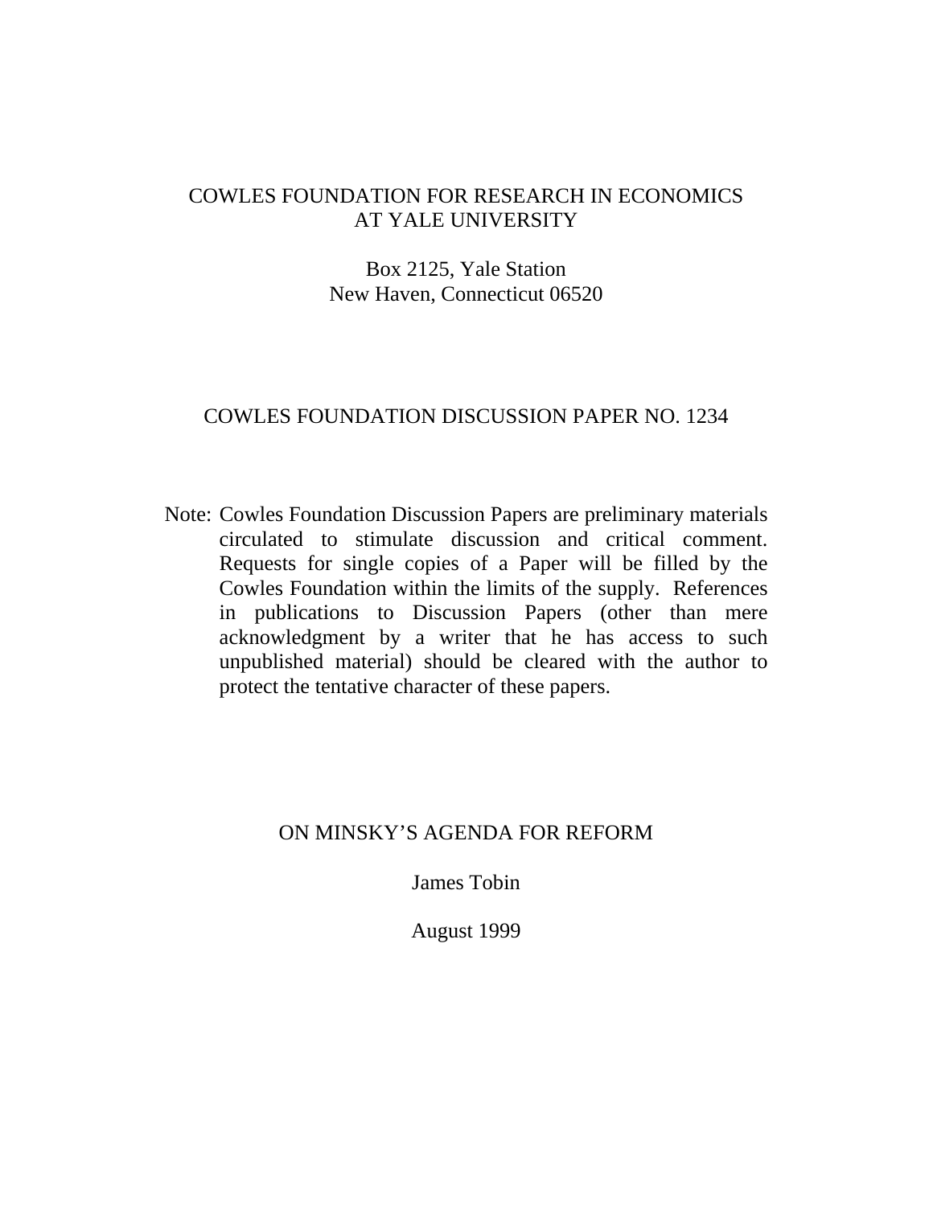COWLES FOUNDATION FOR RESEARCH IN ECONOMICS
AT YALE UNIVERSITY

Box 2125, Yale Station
New Haven, Connecticut 06520

COWLES FOUNDATION DISCUSSION PAPER NO. 1234

Note: Cowles Foundation Discussion Papers are preliminary materials circulated to stimulate discussion and critical comment. Requests for single copies of a Paper will be filled by the Cowles Foundation within the limits of the supply. References in publications to Discussion Papers (other than mere acknowledgment by a writer that he has access to such unpublished material) should be cleared with the author to protect the tentative character of these papers.

# ON MINSKY'S AGENDA FOR REFORM

James Tobin

August 1999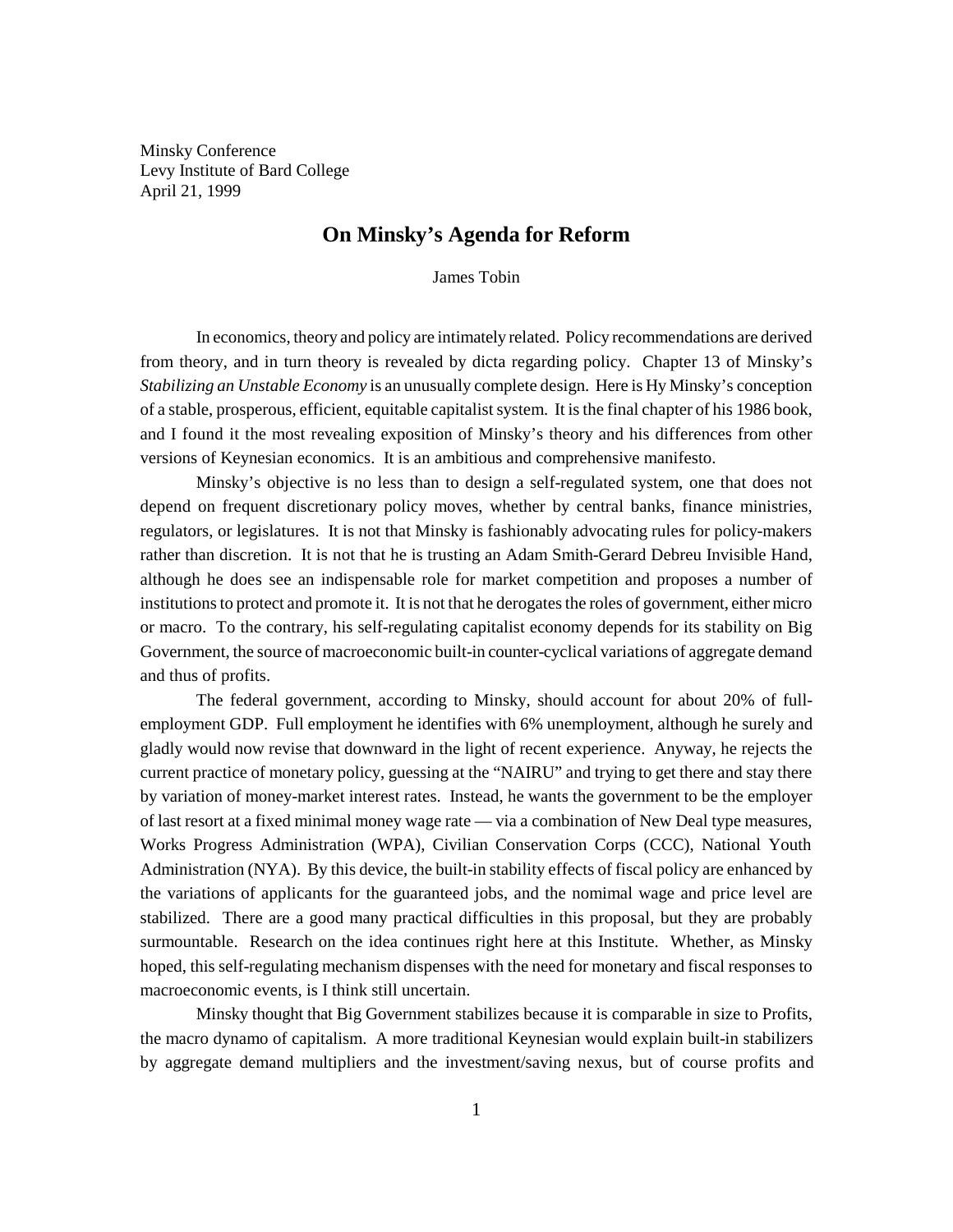Minsky Conference
Levy Institute of Bard College
April 21, 1999

# On Minsky's Agenda for Reform

James Tobin

In economics, theory and policy are intimately related. Policy recommendations are derived from theory, and in turn theory is revealed by dicta regarding policy. Chapter 13 of Minsky's *Stabilizing an Unstable Economy* is an unusually complete design. Here is Hy Minsky's conception of a stable, prosperous, efficient, equitable capitalist system. It is the final chapter of his 1986 book, and I found it the most revealing exposition of Minsky's theory and his differences from other versions of Keynesian economics. It is an ambitious and comprehensive manifesto.

Minsky's objective is no less than to design a self-regulated system, one that does not depend on frequent discretionary policy moves, whether by central banks, finance ministries, regulators, or legislatures. It is not that Minsky is fashionably advocating rules for policy-makers rather than discretion. It is not that he is trusting an Adam Smith-Gerard Debreu Invisible Hand, although he does see an indispensable role for market competition and proposes a number of institutions to protect and promote it. It is not that he derogates the roles of government, either micro or macro. To the contrary, his self-regulating capitalist economy depends for its stability on Big Government, the source of macroeconomic built-in counter-cyclical variations of aggregate demand and thus of profits.

The federal government, according to Minsky, should account for about 20% of full-employment GDP. Full employment he identifies with 6% unemployment, although he surely and gladly would now revise that downward in the light of recent experience. Anyway, he rejects the current practice of monetary policy, guessing at the "NAIRU" and trying to get there and stay there by variation of money-market interest rates. Instead, he wants the government to be the employer of last resort at a fixed minimal money wage rate — via a combination of New Deal type measures, Works Progress Administration (WPA), Civilian Conservation Corps (CCC), National Youth Administration (NYA). By this device, the built-in stability effects of fiscal policy are enhanced by the variations of applicants for the guaranteed jobs, and the nomimal wage and price level are stabilized. There are a good many practical difficulties in this proposal, but they are probably surmountable. Research on the idea continues right here at this Institute. Whether, as Minsky hoped, this self-regulating mechanism dispenses with the need for monetary and fiscal responses to macroeconomic events, is I think still uncertain.

Minsky thought that Big Government stabilizes because it is comparable in size to Profits, the macro dynamo of capitalism. A more traditional Keynesian would explain built-in stabilizers by aggregate demand multipliers and the investment/saving nexus, but of course profits and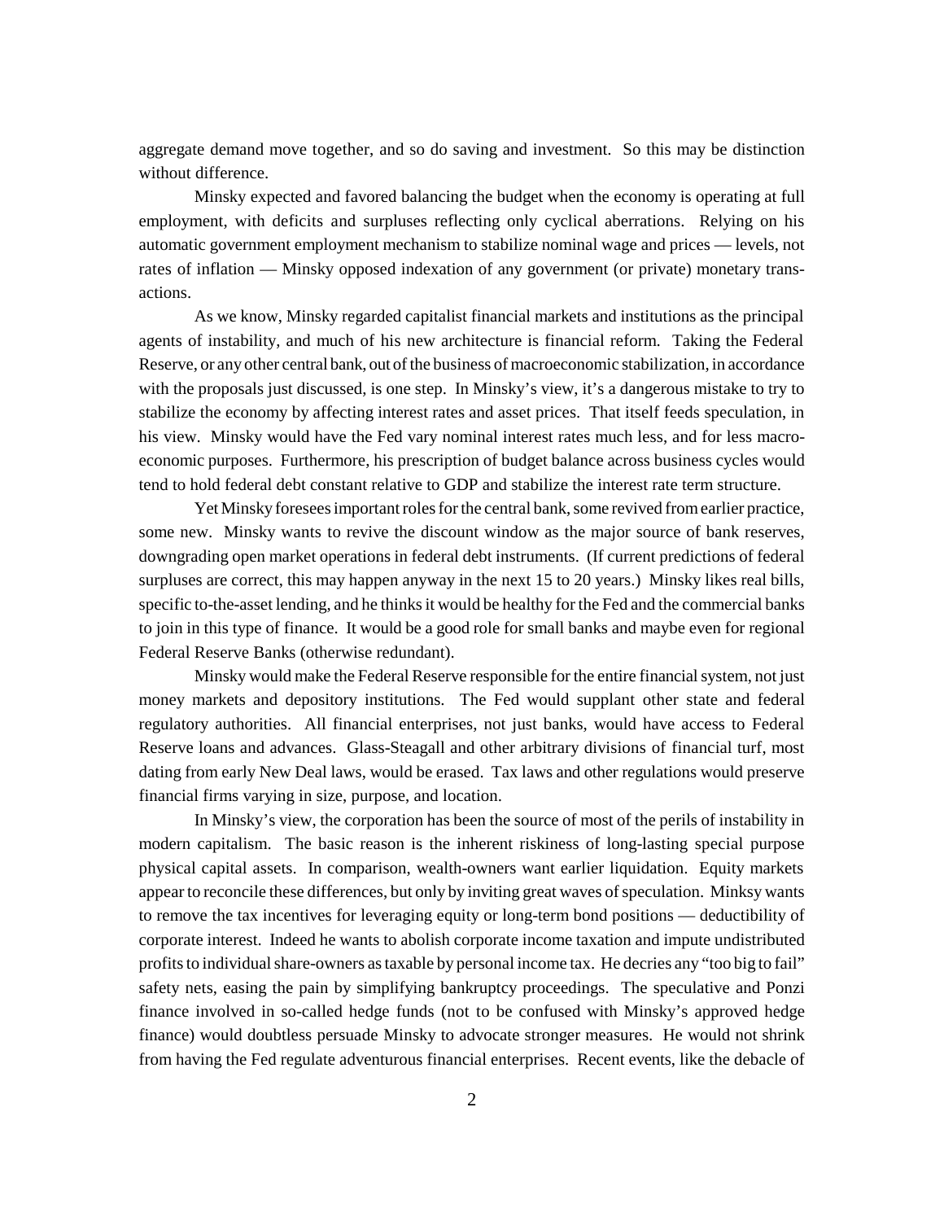aggregate demand move together, and so do saving and investment. So this may be distinction without difference.

Minsky expected and favored balancing the budget when the economy is operating at full employment, with deficits and surpluses reflecting only cyclical aberrations. Relying on his automatic government employment mechanism to stabilize nominal wage and prices — levels, not rates of inflation — Minsky opposed indexation of any government (or private) monetary transactions.

As we know, Minsky regarded capitalist financial markets and institutions as the principal agents of instability, and much of his new architecture is financial reform. Taking the Federal Reserve, or any other central bank, out of the business of macroeconomic stabilization, in accordance with the proposals just discussed, is one step. In Minsky's view, it's a dangerous mistake to try to stabilize the economy by affecting interest rates and asset prices. That itself feeds speculation, in his view. Minsky would have the Fed vary nominal interest rates much less, and for less macroeconomic purposes. Furthermore, his prescription of budget balance across business cycles would tend to hold federal debt constant relative to GDP and stabilize the interest rate term structure.

Yet Minsky foresees important roles for the central bank, some revived from earlier practice, some new. Minsky wants to revive the discount window as the major source of bank reserves, downgrading open market operations in federal debt instruments. (If current predictions of federal surpluses are correct, this may happen anyway in the next 15 to 20 years.) Minsky likes real bills, specific to-the-asset lending, and he thinks it would be healthy for the Fed and the commercial banks to join in this type of finance. It would be a good role for small banks and maybe even for regional Federal Reserve Banks (otherwise redundant).

Minsky would make the Federal Reserve responsible for the entire financial system, not just money markets and depository institutions. The Fed would supplant other state and federal regulatory authorities. All financial enterprises, not just banks, would have access to Federal Reserve loans and advances. Glass-Steagall and other arbitrary divisions of financial turf, most dating from early New Deal laws, would be erased. Tax laws and other regulations would preserve financial firms varying in size, purpose, and location.

In Minsky's view, the corporation has been the source of most of the perils of instability in modern capitalism. The basic reason is the inherent riskiness of long-lasting special purpose physical capital assets. In comparison, wealth-owners want earlier liquidation. Equity markets appear to reconcile these differences, but only by inviting great waves of speculation. Minksy wants to remove the tax incentives for leveraging equity or long-term bond positions — deductibility of corporate interest. Indeed he wants to abolish corporate income taxation and impute undistributed profits to individual share-owners as taxable by personal income tax. He decries any "too big to fail" safety nets, easing the pain by simplifying bankruptcy proceedings. The speculative and Ponzi finance involved in so-called hedge funds (not to be confused with Minsky's approved hedge finance) would doubtless persuade Minsky to advocate stronger measures. He would not shrink from having the Fed regulate adventurous financial enterprises. Recent events, like the debacle of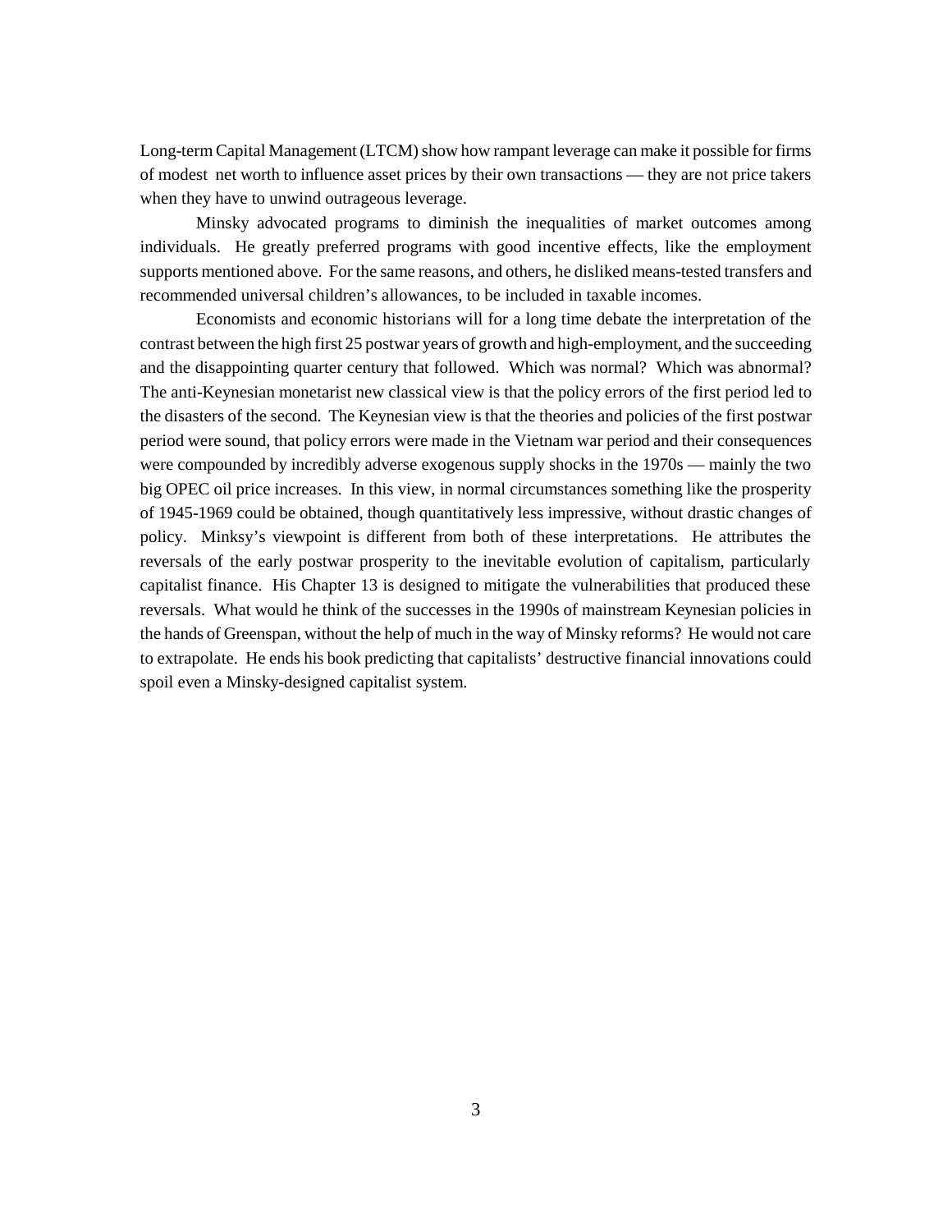Long-term Capital Management (LTCM) show how rampant leverage can make it possible for firms of modest net worth to influence asset prices by their own transactions — they are not price takers when they have to unwind outrageous leverage.

Minsky advocated programs to diminish the inequalities of market outcomes among individuals. He greatly preferred programs with good incentive effects, like the employment supports mentioned above. For the same reasons, and others, he disliked means-tested transfers and recommended universal children's allowances, to be included in taxable incomes.

Economists and economic historians will for a long time debate the interpretation of the contrast between the high first 25 postwar years of growth and high-employment, and the succeeding and the disappointing quarter century that followed. Which was normal? Which was abnormal? The anti-Keynesian monetarist new classical view is that the policy errors of the first period led to the disasters of the second. The Keynesian view is that the theories and policies of the first postwar period were sound, that policy errors were made in the Vietnam war period and their consequences were compounded by incredibly adverse exogenous supply shocks in the 1970s — mainly the two big OPEC oil price increases. In this view, in normal circumstances something like the prosperity of 1945-1969 could be obtained, though quantitatively less impressive, without drastic changes of policy. Minksy's viewpoint is different from both of these interpretations. He attributes the reversals of the early postwar prosperity to the inevitable evolution of capitalism, particularly capitalist finance. His Chapter 13 is designed to mitigate the vulnerabilities that produced these reversals. What would he think of the successes in the 1990s of mainstream Keynesian policies in the hands of Greenspan, without the help of much in the way of Minsky reforms? He would not care to extrapolate. He ends his book predicting that capitalists' destructive financial innovations could spoil even a Minsky-designed capitalist system.